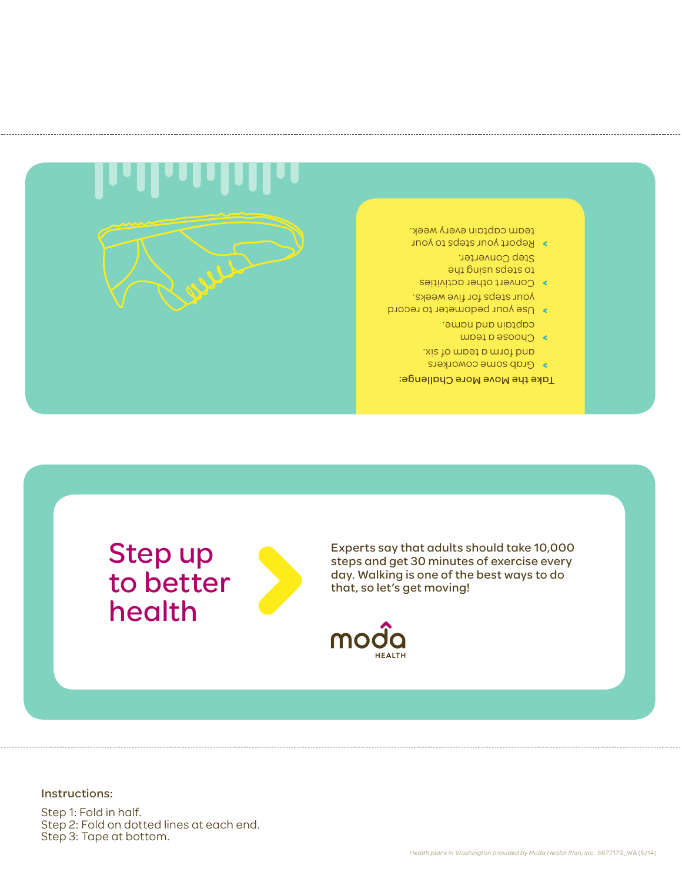Take the Move More Challenge:

- Grab some coworkers and form a team of six.
- Choose a team captain and name.
- Use your pedometer to record your steps for five weeks.
- Convert other activities to steps using the Step Converter.
- Report your steps to your team captain every week.

# Step up to better health

Experts say that adults should take 10,000 steps and get 30 minutes of exercise every day. Walking is one of the best ways to do that, so let's get moving!

moda HEALTH

Instructions:

Step 1: Fold in half.
Step 2: Fold on dotted lines at each end.
Step 3: Tape at bottom.

*Health plans in Washington provided by Moda Health Plan, Inc.* 6677179_WA (6/14)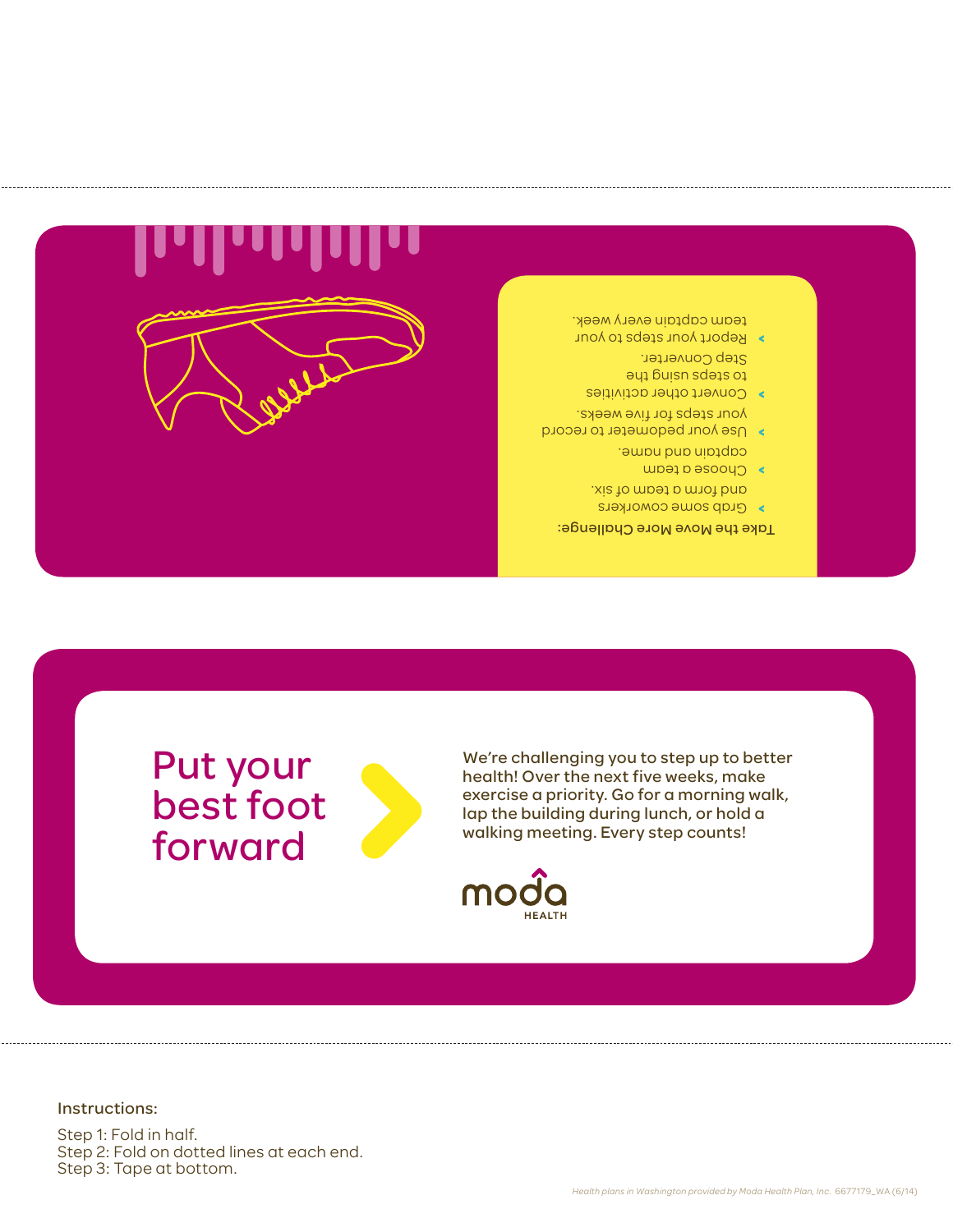Take the Move More Challenge:

- Grab some coworkers and form a team of six.
- Choose a team captain and name.
- Use your pedometer to record your steps for five weeks.
- Convert other activities to steps using the Step Converter.
- Report your steps to your team captain every week.

# Put your best foot forward

We're challenging you to step up to better health! Over the next five weeks, make exercise a priority. Go for a morning walk, lap the building during lunch, or hold a walking meeting. Every step counts!

moda HEALTH

Instructions:

Step 1: Fold in half.
Step 2: Fold on dotted lines at each end.
Step 3: Tape at bottom.

*Health plans in Washington provided by Moda Health Plan, Inc.* 6677179_WA (6/14)